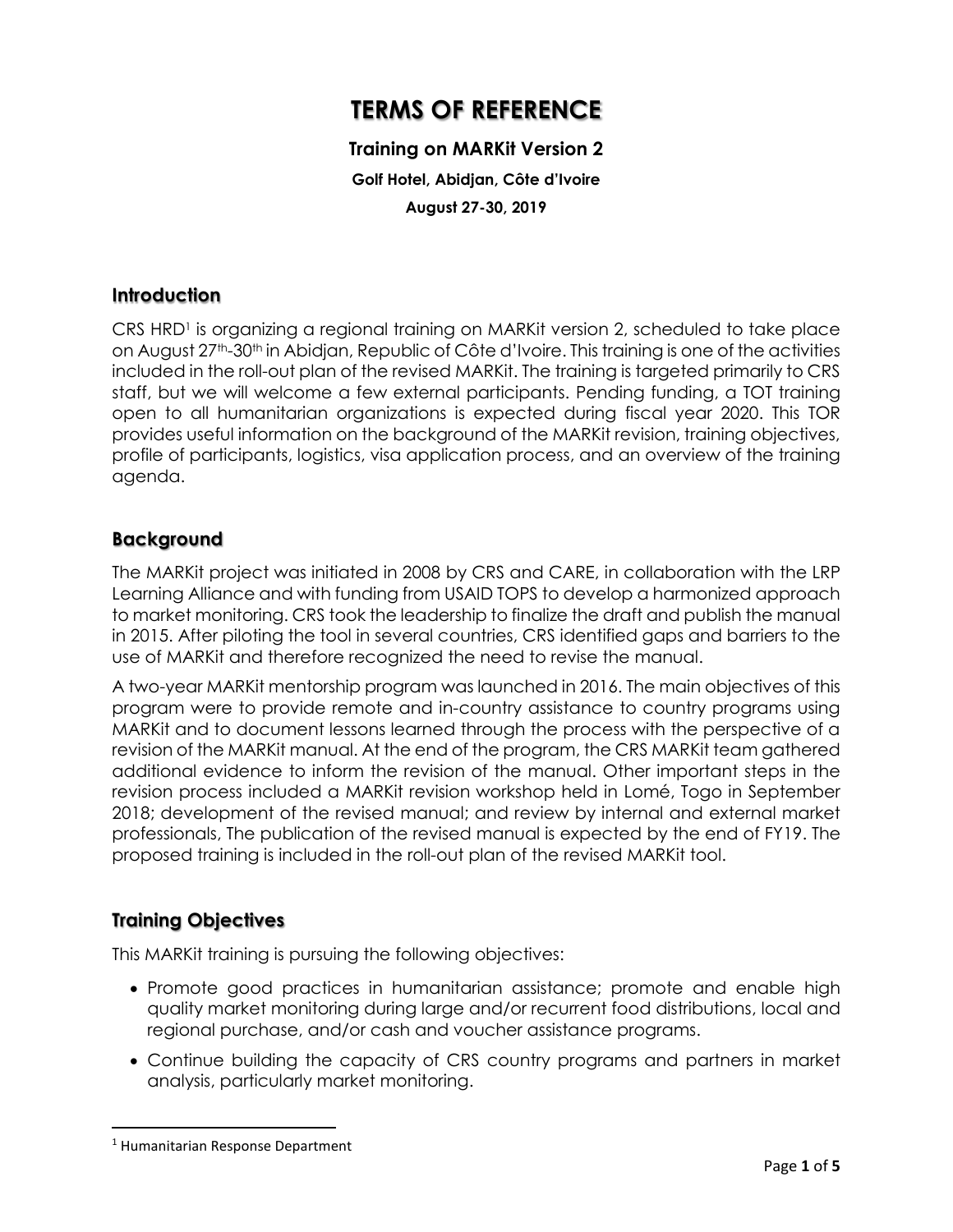# TERMS OF REFERENCE

**Training on MARKit Version 2**

**Golf Hotel, Abidjan, Côte d'Ivoire**

**August 27-30, 2019**

## Introduction

CRS HRD[1] is organizing a regional training on MARKit version 2, scheduled to take place on August 27th-30th in Abidjan, Republic of Côte d'Ivoire. This training is one of the activities included in the roll-out plan of the revised MARKit. The training is targeted primarily to CRS staff, but we will welcome a few external participants. Pending funding, a TOT training open to all humanitarian organizations is expected during fiscal year 2020. This TOR provides useful information on the background of the MARKit revision, training objectives, profile of participants, logistics, visa application process, and an overview of the training agenda.

## Background

The MARKit project was initiated in 2008 by CRS and CARE, in collaboration with the LRP Learning Alliance and with funding from USAID TOPS to develop a harmonized approach to market monitoring. CRS took the leadership to finalize the draft and publish the manual in 2015. After piloting the tool in several countries, CRS identified gaps and barriers to the use of MARKit and therefore recognized the need to revise the manual.

A two-year MARKit mentorship program was launched in 2016. The main objectives of this program were to provide remote and in-country assistance to country programs using MARKit and to document lessons learned through the process with the perspective of a revision of the MARKit manual. At the end of the program, the CRS MARKit team gathered additional evidence to inform the revision of the manual. Other important steps in the revision process included a MARKit revision workshop held in Lomé, Togo in September 2018; development of the revised manual; and review by internal and external market professionals, The publication of the revised manual is expected by the end of FY19. The proposed training is included in the roll-out plan of the revised MARKit tool.

## Training Objectives

This MARKit training is pursuing the following objectives:

- Promote good practices in humanitarian assistance; promote and enable high quality market monitoring during large and/or recurrent food distributions, local and regional purchase, and/or cash and voucher assistance programs.
- Continue building the capacity of CRS country programs and partners in market analysis, particularly market monitoring.

---

[1] Humanitarian Response Department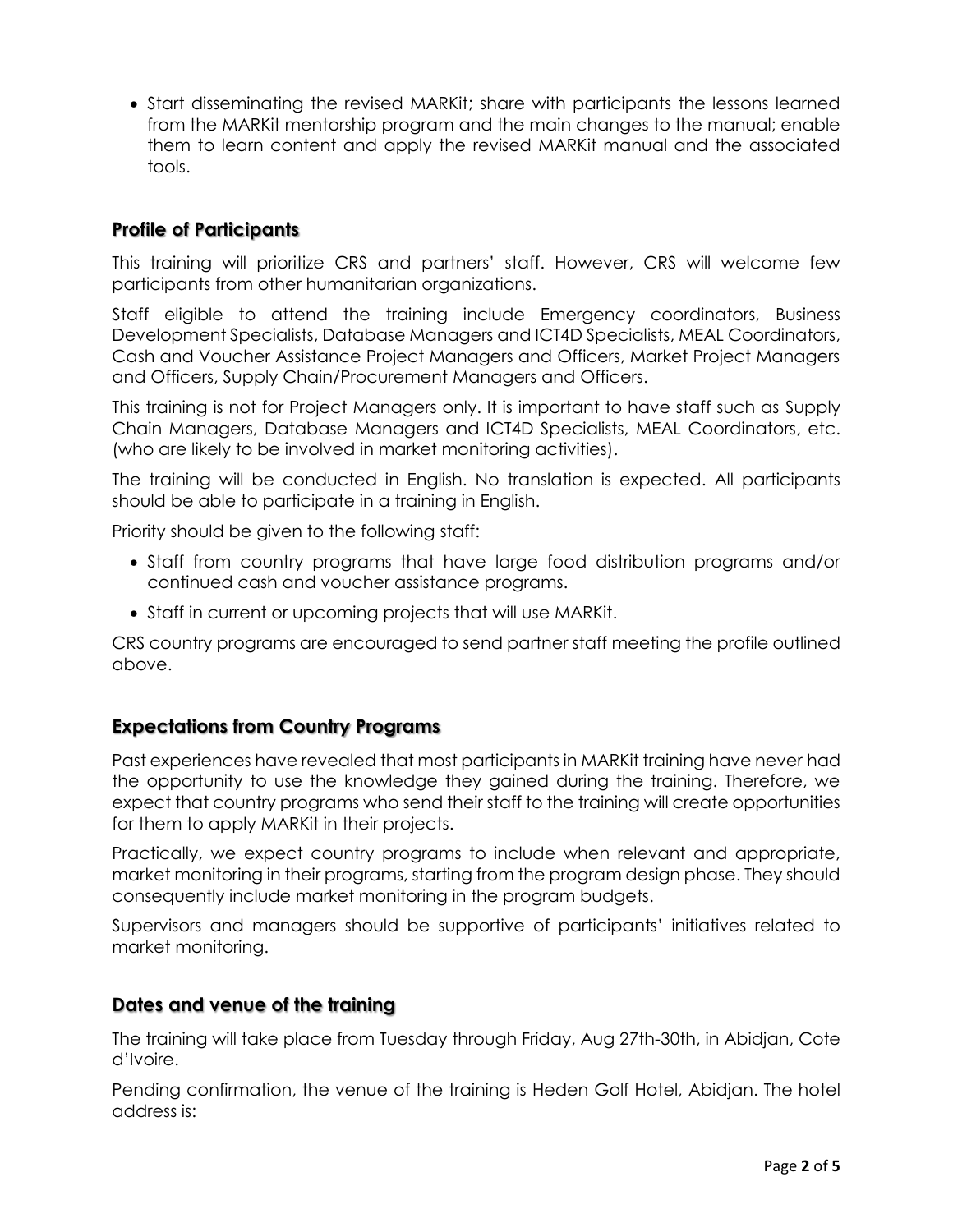- Start disseminating the revised MARKit; share with participants the lessons learned from the MARKit mentorship program and the main changes to the manual; enable them to learn content and apply the revised MARKit manual and the associated tools.

## Profile of Participants

This training will prioritize CRS and partners' staff. However, CRS will welcome few participants from other humanitarian organizations.

Staff eligible to attend the training include Emergency coordinators, Business Development Specialists, Database Managers and ICT4D Specialists, MEAL Coordinators, Cash and Voucher Assistance Project Managers and Officers, Market Project Managers and Officers, Supply Chain/Procurement Managers and Officers.

This training is not for Project Managers only. It is important to have staff such as Supply Chain Managers, Database Managers and ICT4D Specialists, MEAL Coordinators, etc. (who are likely to be involved in market monitoring activities).

The training will be conducted in English. No translation is expected. All participants should be able to participate in a training in English.

Priority should be given to the following staff:

- Staff from country programs that have large food distribution programs and/or continued cash and voucher assistance programs.
- Staff in current or upcoming projects that will use MARKit.

CRS country programs are encouraged to send partner staff meeting the profile outlined above.

## Expectations from Country Programs

Past experiences have revealed that most participants in MARKit training have never had the opportunity to use the knowledge they gained during the training. Therefore, we expect that country programs who send their staff to the training will create opportunities for them to apply MARKit in their projects.

Practically, we expect country programs to include when relevant and appropriate, market monitoring in their programs, starting from the program design phase. They should consequently include market monitoring in the program budgets.

Supervisors and managers should be supportive of participants' initiatives related to market monitoring.

## Dates and venue of the training

The training will take place from Tuesday through Friday, Aug 27th-30th, in Abidjan, Cote d'Ivoire.

Pending confirmation, the venue of the training is Heden Golf Hotel, Abidjan. The hotel address is: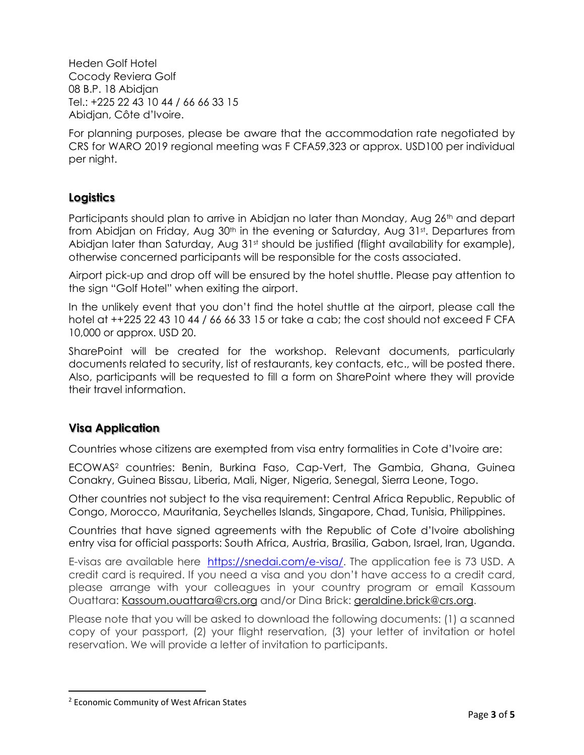Heden Golf Hotel
Cocody Reviera Golf
08 B.P. 18 Abidjan
Tel.: +225 22 43 10 44 / 66 66 33 15
Abidjan, Côte d'Ivoire.

For planning purposes, please be aware that the accommodation rate negotiated by CRS for WARO 2019 regional meeting was F CFA59,323 or approx. USD100 per individual per night.

## Logistics

Participants should plan to arrive in Abidjan no later than Monday, Aug 26th and depart from Abidjan on Friday, Aug 30th in the evening or Saturday, Aug 31st. Departures from Abidjan later than Saturday, Aug 31st should be justified (flight availability for example), otherwise concerned participants will be responsible for the costs associated.

Airport pick-up and drop off will be ensured by the hotel shuttle. Please pay attention to the sign "Golf Hotel" when exiting the airport.

In the unlikely event that you don't find the hotel shuttle at the airport, please call the hotel at ++225 22 43 10 44 / 66 66 33 15 or take a cab; the cost should not exceed F CFA 10,000 or approx. USD 20.

SharePoint will be created for the workshop. Relevant documents, particularly documents related to security, list of restaurants, key contacts, etc., will be posted there. Also, participants will be requested to fill a form on SharePoint where they will provide their travel information.

## Visa Application

Countries whose citizens are exempted from visa entry formalities in Cote d'Ivoire are:

ECOWAS[2] countries: Benin, Burkina Faso, Cap-Vert, The Gambia, Ghana, Guinea Conakry, Guinea Bissau, Liberia, Mali, Niger, Nigeria, Senegal, Sierra Leone, Togo.

Other countries not subject to the visa requirement: Central Africa Republic, Republic of Congo, Morocco, Mauritania, Seychelles Islands, Singapore, Chad, Tunisia, Philippines.

Countries that have signed agreements with the Republic of Cote d'Ivoire abolishing entry visa for official passports: South Africa, Austria, Brasilia, Gabon, Israel, Iran, Uganda.

E-visas are available here https://snedai.com/e-visa/. The application fee is 73 USD. A credit card is required. If you need a visa and you don't have access to a credit card, please arrange with your colleagues in your country program or email Kassoum Ouattara: Kassoum.ouattara@crs.org and/or Dina Brick: geraldine.brick@crs.org.

Please note that you will be asked to download the following documents: (1) a scanned copy of your passport, (2) your flight reservation, (3) your letter of invitation or hotel reservation. We will provide a letter of invitation to participants.

---

[2] Economic Community of West African States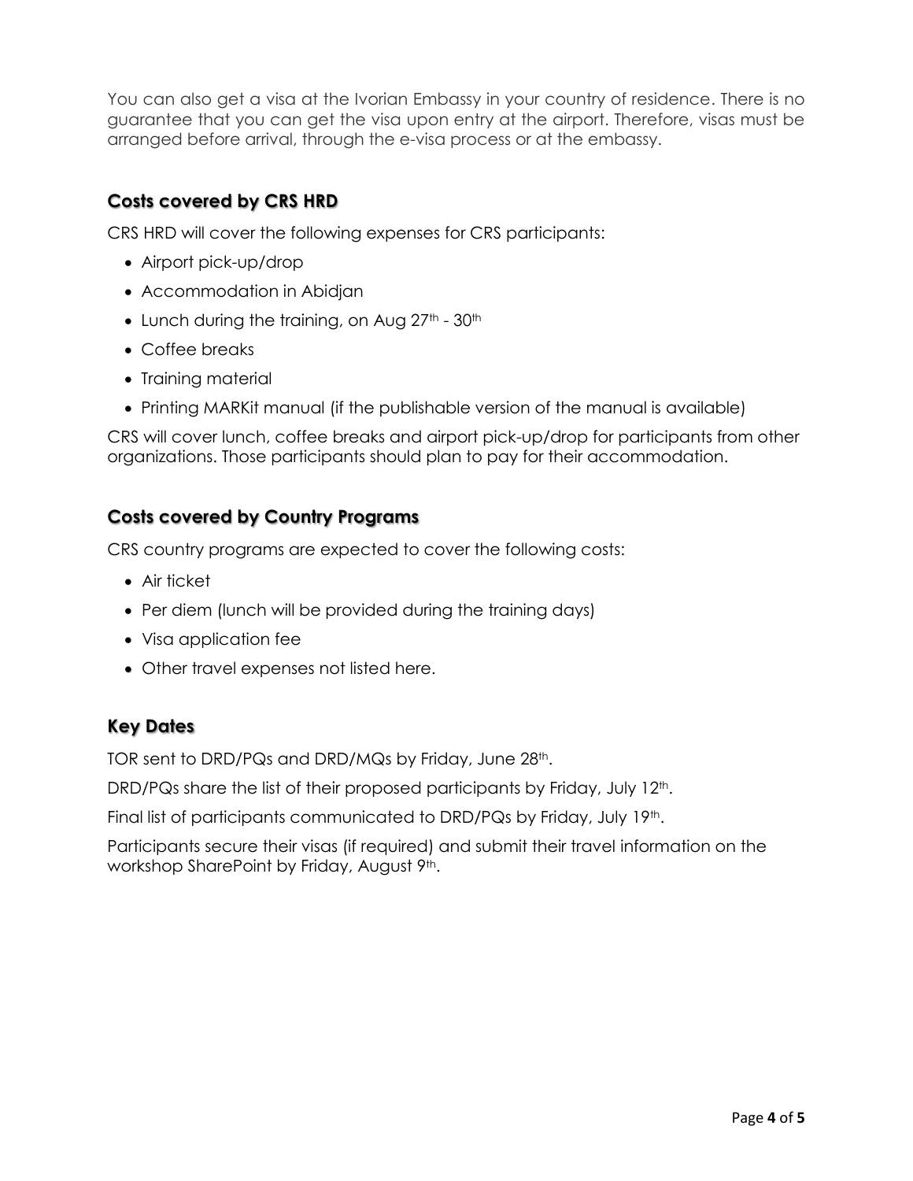You can also get a visa at the Ivorian Embassy in your country of residence. There is no guarantee that you can get the visa upon entry at the airport. Therefore, visas must be arranged before arrival, through the e-visa process or at the embassy.

## Costs covered by CRS HRD

CRS HRD will cover the following expenses for CRS participants:

- Airport pick-up/drop
- Accommodation in Abidjan
- Lunch during the training, on Aug 27th - 30th
- Coffee breaks
- Training material
- Printing MARKit manual (if the publishable version of the manual is available)

CRS will cover lunch, coffee breaks and airport pick-up/drop for participants from other organizations. Those participants should plan to pay for their accommodation.

## Costs covered by Country Programs

CRS country programs are expected to cover the following costs:

- Air ticket
- Per diem (lunch will be provided during the training days)
- Visa application fee
- Other travel expenses not listed here.

## Key Dates

TOR sent to DRD/PQs and DRD/MQs by Friday, June 28th.

DRD/PQs share the list of their proposed participants by Friday, July 12th.

Final list of participants communicated to DRD/PQs by Friday, July 19th.

Participants secure their visas (if required) and submit their travel information on the workshop SharePoint by Friday, August 9th.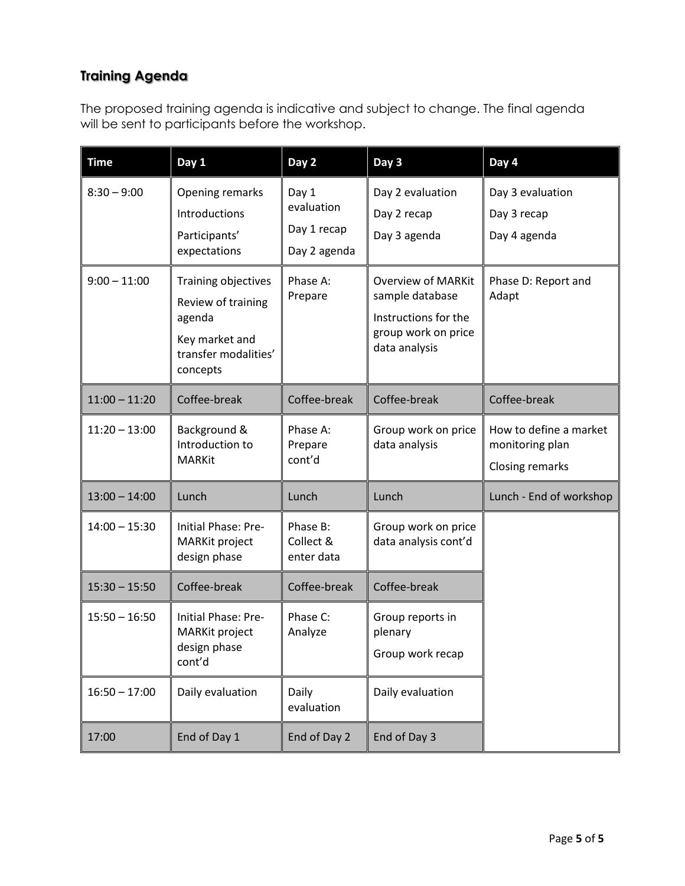## Training Agenda

The proposed training agenda is indicative and subject to change. The final agenda will be sent to participants before the workshop.

| Time | Day 1 | Day 2 | Day 3 | Day 4 |
|---|---|---|---|---|
| 8:30 – 9:00 | Opening remarks<br>Introductions<br>Participants' expectations | Day 1 evaluation<br>Day 1 recap<br>Day 2 agenda | Day 2 evaluation<br>Day 2 recap<br>Day 3 agenda | Day 3 evaluation<br>Day 3 recap<br>Day 4 agenda |
| 9:00 – 11:00 | Training objectives<br>Review of training agenda<br>Key market and transfer modalities' concepts | Phase A: Prepare | Overview of MARKit sample database<br>Instructions for the group work on price data analysis | Phase D: Report and Adapt |
| 11:00 – 11:20 | Coffee-break | Coffee-break | Coffee-break | Coffee-break |
| 11:20 – 13:00 | Background & Introduction to MARKit | Phase A: Prepare cont'd | Group work on price data analysis | How to define a market monitoring plan<br>Closing remarks |
| 13:00 – 14:00 | Lunch | Lunch | Lunch | Lunch - End of workshop |
| 14:00 – 15:30 | Initial Phase: Pre-MARKit project design phase | Phase B: Collect & enter data | Group work on price data analysis cont'd | |
| 15:30 – 15:50 | Coffee-break | Coffee-break | Coffee-break | |
| 15:50 – 16:50 | Initial Phase: Pre-MARKit project design phase cont'd | Phase C: Analyze | Group reports in plenary<br>Group work recap | |
| 16:50 – 17:00 | Daily evaluation | Daily evaluation | Daily evaluation | |
| 17:00 | End of Day 1 | End of Day 2 | End of Day 3 | |